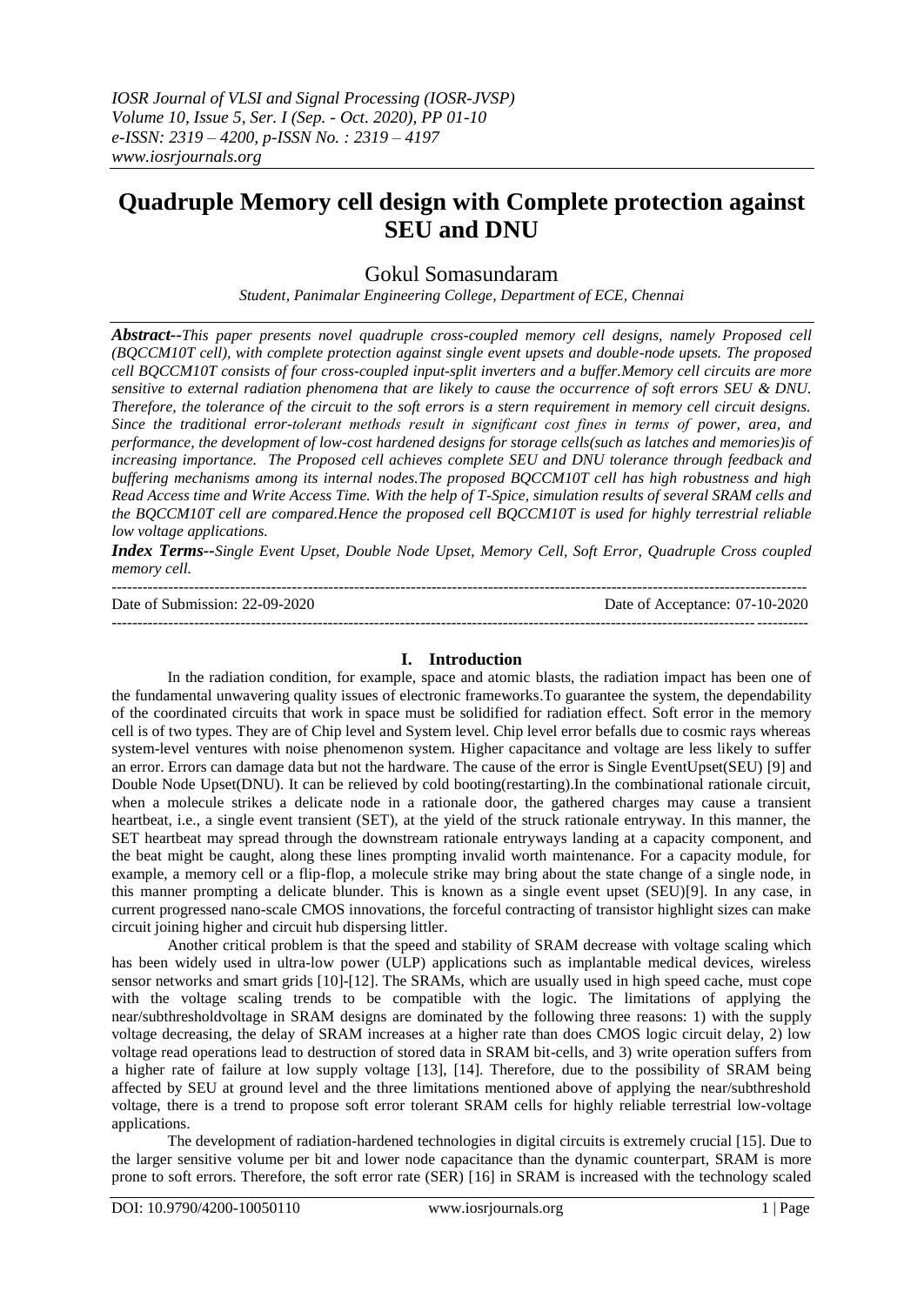# Quadruple Memory cell design with Complete protection against SEU and DNU

Gokul Somasundaram

*Student, Panimalar Engineering College, Department of ECE, Chennai*

***Abstract--****This paper presents novel quadruple cross-coupled memory cell designs, namely Proposed cell (BQCCM10T cell), with complete protection against single event upsets and double-node upsets. The proposed cell BQCCM10T consists of four cross-coupled input-split inverters and a buffer.Memory cell circuits are more sensitive to external radiation phenomena that are likely to cause the occurrence of soft errors SEU & DNU. Therefore, the tolerance of the circuit to the soft errors is a stern requirement in memory cell circuit designs. Since the traditional error-tolerant methods result in significant cost fines in terms of power, area, and performance, the development of low-cost hardened designs for storage cells(such as latches and memories)is of increasing importance. The Proposed cell achieves complete SEU and DNU tolerance through feedback and buffering mechanisms among its internal nodes.The proposed BQCCM10T cell has high robustness and high Read Access time and Write Access Time. With the help of T-Spice, simulation results of several SRAM cells and the BQCCM10T cell are compared.Hence the proposed cell BQCCM10T is used for highly terrestrial reliable low voltage applications.*

***Index Terms--****Single Event Upset, Double Node Upset, Memory Cell, Soft Error, Quadruple Cross coupled memory cell.*

---

Date of Submission: 22-09-2020 Date of Acceptance: 07-10-2020

---

## I. Introduction

In the radiation condition, for example, space and atomic blasts, the radiation impact has been one of the fundamental unwavering quality issues of electronic frameworks.To guarantee the system, the dependability of the coordinated circuits that work in space must be solidified for radiation effect. Soft error in the memory cell is of two types. They are of Chip level and System level. Chip level error befalls due to cosmic rays whereas system-level ventures with noise phenomenon system. Higher capacitance and voltage are less likely to suffer an error. Errors can damage data but not the hardware. The cause of the error is Single EventUpset(SEU) [9] and Double Node Upset(DNU). It can be relieved by cold booting(restarting).In the combinational rationale circuit, when a molecule strikes a delicate node in a rationale door, the gathered charges may cause a transient heartbeat, i.e., a single event transient (SET), at the yield of the struck rationale entryway. In this manner, the SET heartbeat may spread through the downstream rationale entryways landing at a capacity component, and the beat might be caught, along these lines prompting invalid worth maintenance. For a capacity module, for example, a memory cell or a flip-flop, a molecule strike may bring about the state change of a single node, in this manner prompting a delicate blunder. This is known as a single event upset (SEU)[9]. In any case, in current progressed nano-scale CMOS innovations, the forceful contracting of transistor highlight sizes can make circuit joining higher and circuit hub dispersing littler.

Another critical problem is that the speed and stability of SRAM decrease with voltage scaling which has been widely used in ultra-low power (ULP) applications such as implantable medical devices, wireless sensor networks and smart grids [10]-[12]. The SRAMs, which are usually used in high speed cache, must cope with the voltage scaling trends to be compatible with the logic. The limitations of applying the near/subthresholdvoltage in SRAM designs are dominated by the following three reasons: 1) with the supply voltage decreasing, the delay of SRAM increases at a higher rate than does CMOS logic circuit delay, 2) low voltage read operations lead to destruction of stored data in SRAM bit-cells, and 3) write operation suffers from a higher rate of failure at low supply voltage [13], [14]. Therefore, due to the possibility of SRAM being affected by SEU at ground level and the three limitations mentioned above of applying the near/subthreshold voltage, there is a trend to propose soft error tolerant SRAM cells for highly reliable terrestrial low-voltage applications.

The development of radiation-hardened technologies in digital circuits is extremely crucial [15]. Due to the larger sensitive volume per bit and lower node capacitance than the dynamic counterpart, SRAM is more prone to soft errors. Therefore, the soft error rate (SER) [16] in SRAM is increased with the technology scaled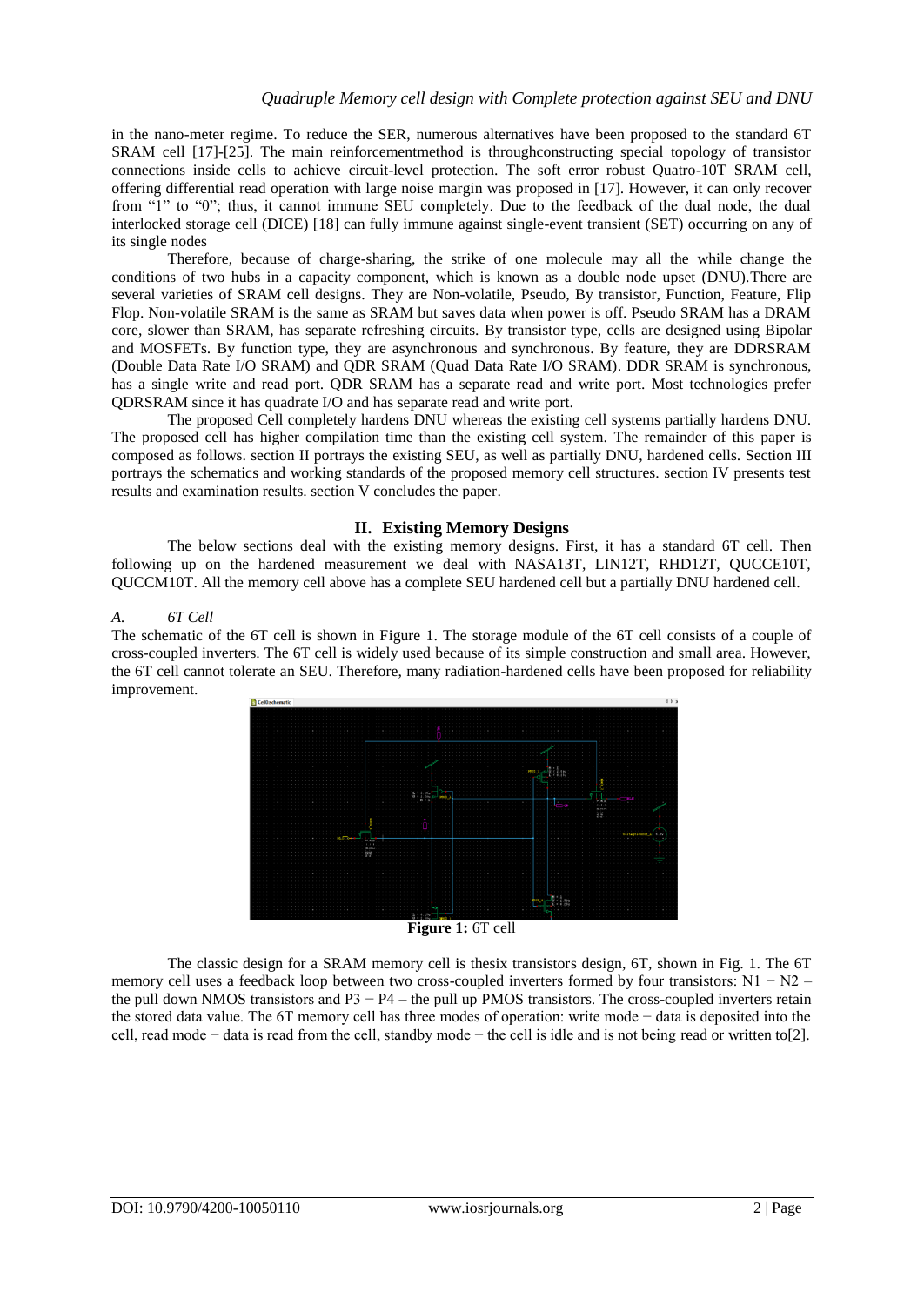in the nano-meter regime. To reduce the SER, numerous alternatives have been proposed to the standard 6T SRAM cell [17]-[25]. The main reinforcementmethod is throughconstructing special topology of transistor connections inside cells to achieve circuit-level protection. The soft error robust Quatro-10T SRAM cell, offering differential read operation with large noise margin was proposed in [17]. However, it can only recover from "1" to "0"; thus, it cannot immune SEU completely. Due to the feedback of the dual node, the dual interlocked storage cell (DICE) [18] can fully immune against single-event transient (SET) occurring on any of its single nodes

Therefore, because of charge-sharing, the strike of one molecule may all the while change the conditions of two hubs in a capacity component, which is known as a double node upset (DNU).There are several varieties of SRAM cell designs. They are Non-volatile, Pseudo, By transistor, Function, Feature, Flip Flop. Non-volatile SRAM is the same as SRAM but saves data when power is off. Pseudo SRAM has a DRAM core, slower than SRAM, has separate refreshing circuits. By transistor type, cells are designed using Bipolar and MOSFETs. By function type, they are asynchronous and synchronous. By feature, they are DDRSRAM (Double Data Rate I/O SRAM) and QDR SRAM (Quad Data Rate I/O SRAM). DDR SRAM is synchronous, has a single write and read port. QDR SRAM has a separate read and write port. Most technologies prefer QDRSRAM since it has quadrate I/O and has separate read and write port.

The proposed Cell completely hardens DNU whereas the existing cell systems partially hardens DNU. The proposed cell has higher compilation time than the existing cell system. The remainder of this paper is composed as follows. section II portrays the existing SEU, as well as partially DNU, hardened cells. Section III portrays the schematics and working standards of the proposed memory cell structures. section IV presents test results and examination results. section V concludes the paper.

## II. Existing Memory Designs

The below sections deal with the existing memory designs. First, it has a standard 6T cell. Then following up on the hardened measurement we deal with NASA13T, LIN12T, RHD12T, QUCCE10T, QUCCM10T. All the memory cell above has a complete SEU hardened cell but a partially DNU hardened cell.

### *A. 6T Cell*

The schematic of the 6T cell is shown in Figure 1. The storage module of the 6T cell consists of a couple of cross-coupled inverters. The 6T cell is widely used because of its simple construction and small area. However, the 6T cell cannot tolerate an SEU. Therefore, many radiation-hardened cells have been proposed for reliability improvement.

**Figure 1:** 6T cell

The classic design for a SRAM memory cell is thesix transistors design, 6T, shown in Fig. 1. The 6T memory cell uses a feedback loop between two cross-coupled inverters formed by four transistors: N1 − N2 – the pull down NMOS transistors and P3 − P4 – the pull up PMOS transistors. The cross-coupled inverters retain the stored data value. The 6T memory cell has three modes of operation: write mode − data is deposited into the cell, read mode − data is read from the cell, standby mode − the cell is idle and is not being read or written to[2].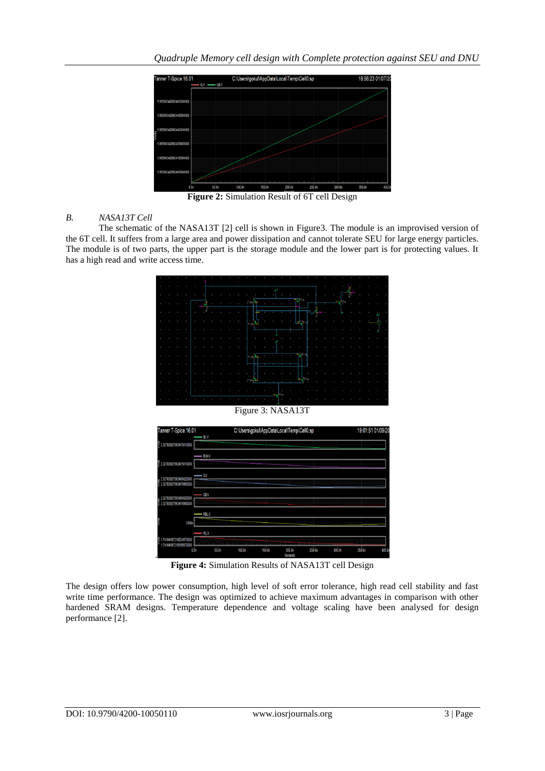**Figure 2:** Simulation Result of 6T cell Design

### *B. NASA13T Cell*

The schematic of the NASA13T [2] cell is shown in Figure3. The module is an improvised version of the 6T cell. It suffers from a large area and power dissipation and cannot tolerate SEU for large energy particles. The module is of two parts, the upper part is the storage module and the lower part is for protecting values. It has a high read and write access time.

Figure 3: NASA13T

**Figure 4:** Simulation Results of NASA13T cell Design

The design offers low power consumption, high level of soft error tolerance, high read cell stability and fast write time performance. The design was optimized to achieve maximum advantages in comparison with other hardened SRAM designs. Temperature dependence and voltage scaling have been analysed for design performance [2].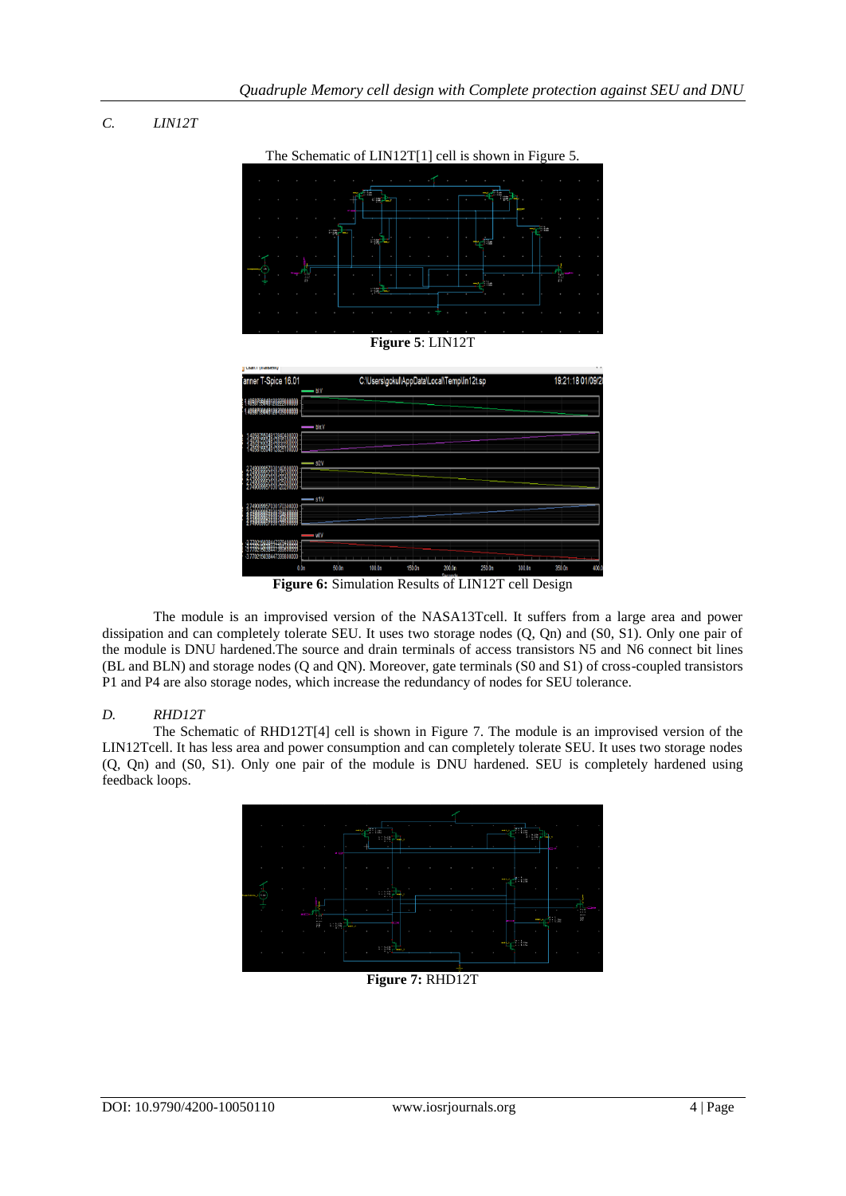### C. LIN12T

The Schematic of LIN12T[1] cell is shown in Figure 5.

**Figure 5**: LIN12T

**Figure 6:** Simulation Results of LIN12T cell Design

The module is an improvised version of the NASA13Tcell. It suffers from a large area and power dissipation and can completely tolerate SEU. It uses two storage nodes (Q, Qn) and (S0, S1). Only one pair of the module is DNU hardened.The source and drain terminals of access transistors N5 and N6 connect bit lines (BL and BLN) and storage nodes (Q and QN). Moreover, gate terminals (S0 and S1) of cross-coupled transistors P1 and P4 are also storage nodes, which increase the redundancy of nodes for SEU tolerance.

### D. RHD12T

The Schematic of RHD12T[4] cell is shown in Figure 7. The module is an improvised version of the LIN12Tcell. It has less area and power consumption and can completely tolerate SEU. It uses two storage nodes (Q, Qn) and (S0, S1). Only one pair of the module is DNU hardened. SEU is completely hardened using feedback loops.

**Figure 7:** RHD12T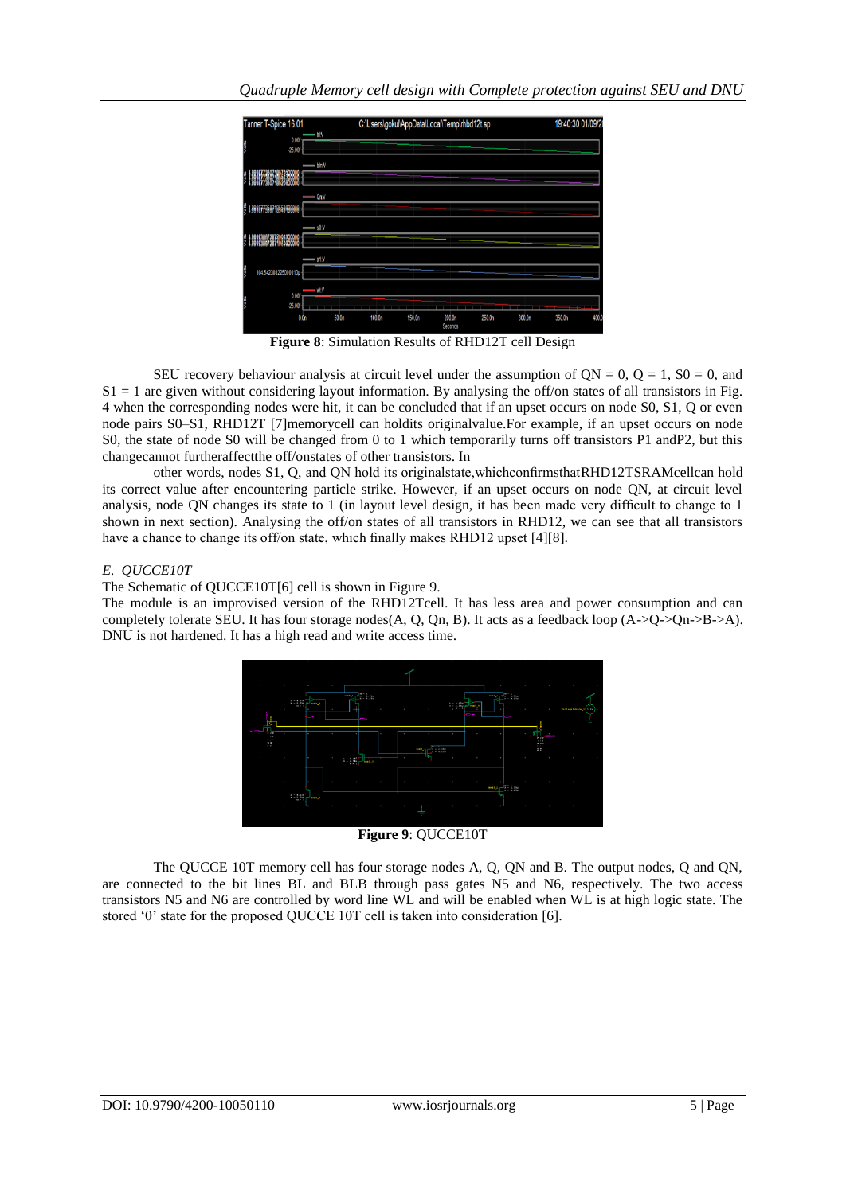**Figure 8**: Simulation Results of RHD12T cell Design

SEU recovery behaviour analysis at circuit level under the assumption of QN = 0, Q = 1, S0 = 0, and S1 = 1 are given without considering layout information. By analysing the off/on states of all transistors in Fig. 4 when the corresponding nodes were hit, it can be concluded that if an upset occurs on node S0, S1, Q or even node pairs S0–S1, RHD12T [7]memorycell can holdits originalvalue.For example, if an upset occurs on node S0, the state of node S0 will be changed from 0 to 1 which temporarily turns off transistors P1 andP2, but this changecannot furtheraffectthe off/onstates of other transistors. In

other words, nodes S1, Q, and QN hold its originalstate,whichconfirmsthatRHD12TSRAMcellcan hold its correct value after encountering particle strike. However, if an upset occurs on node QN, at circuit level analysis, node QN changes its state to 1 (in layout level design, it has been made very difficult to change to 1 shown in next section). Analysing the off/on states of all transistors in RHD12, we can see that all transistors have a chance to change its off/on state, which finally makes RHD12 upset [4][8].

### *E. QUCCE10T*

The Schematic of QUCCE10T[6] cell is shown in Figure 9.

The module is an improvised version of the RHD12Tcell. It has less area and power consumption and can completely tolerate SEU. It has four storage nodes(A, Q, Qn, B). It acts as a feedback loop (A->Q->Qn->B->A). DNU is not hardened. It has a high read and write access time.

**Figure 9**: QUCCE10T

The QUCCE 10T memory cell has four storage nodes A, Q, QN and B. The output nodes, Q and QN, are connected to the bit lines BL and BLB through pass gates N5 and N6, respectively. The two access transistors N5 and N6 are controlled by word line WL and will be enabled when WL is at high logic state. The stored '0' state for the proposed QUCCE 10T cell is taken into consideration [6].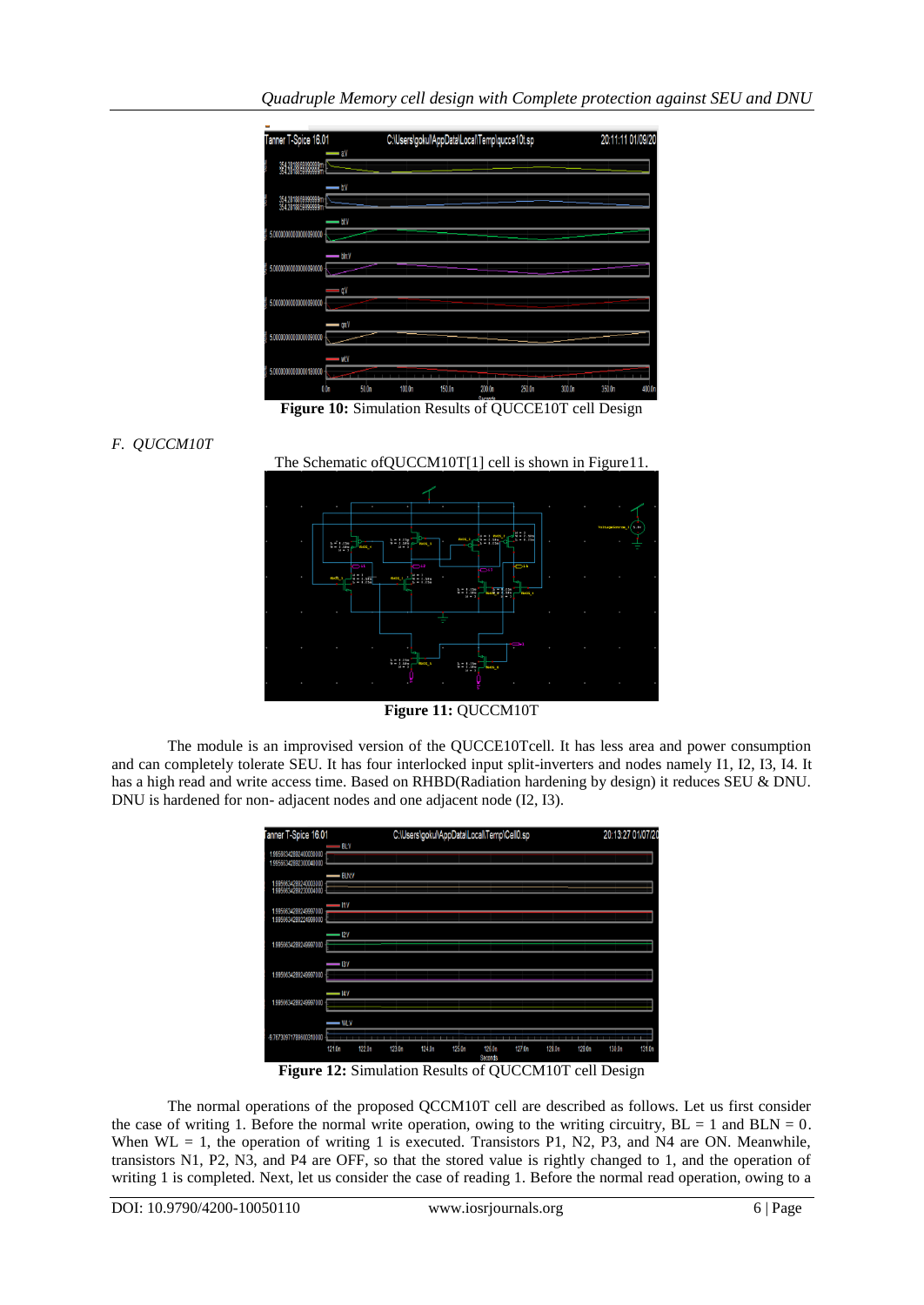**Figure 10:** Simulation Results of QUCCE10T cell Design

*F. QUCCM10T*

The Schematic ofQUCCM10T[1] cell is shown in Figure11.

**Figure 11:** QUCCM10T

The module is an improvised version of the QUCCE10Tcell. It has less area and power consumption and can completely tolerate SEU. It has four interlocked input split-inverters and nodes namely I1, I2, I3, I4. It has a high read and write access time. Based on RHBD(Radiation hardening by design) it reduces SEU & DNU. DNU is hardened for non- adjacent nodes and one adjacent node (I2, I3).

**Figure 12:** Simulation Results of QUCCM10T cell Design

The normal operations of the proposed QCCM10T cell are described as follows. Let us first consider the case of writing 1. Before the normal write operation, owing to the writing circuitry, BL = 1 and BLN = 0. When WL = 1, the operation of writing 1 is executed. Transistors P1, N2, P3, and N4 are ON. Meanwhile, transistors N1, P2, N3, and P4 are OFF, so that the stored value is rightly changed to 1, and the operation of writing 1 is completed. Next, let us consider the case of reading 1. Before the normal read operation, owing to a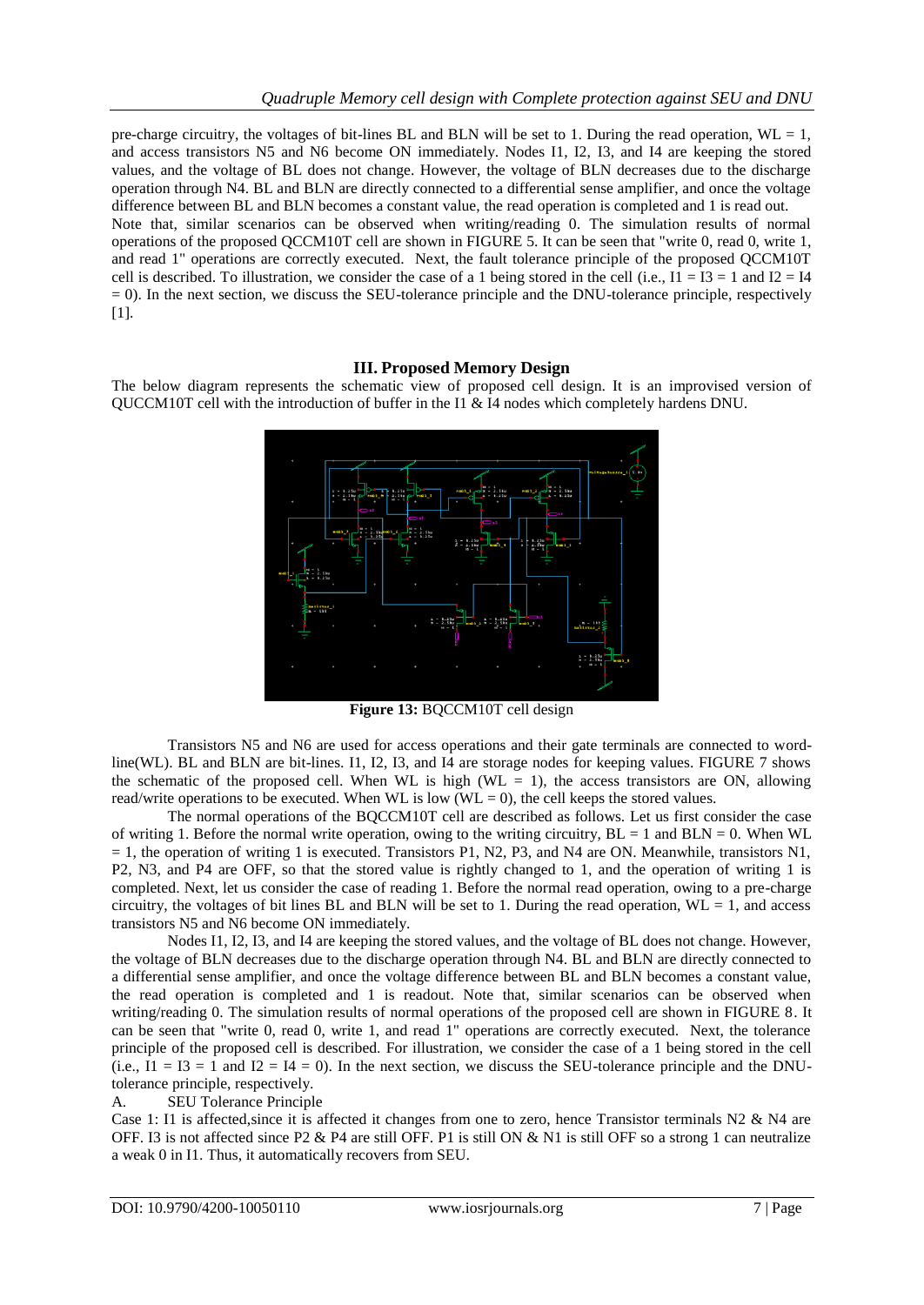pre-charge circuitry, the voltages of bit-lines BL and BLN will be set to 1. During the read operation, WL = 1, and access transistors N5 and N6 become ON immediately. Nodes I1, I2, I3, and I4 are keeping the stored values, and the voltage of BL does not change. However, the voltage of BLN decreases due to the discharge operation through N4. BL and BLN are directly connected to a differential sense amplifier, and once the voltage difference between BL and BLN becomes a constant value, the read operation is completed and 1 is read out.

Note that, similar scenarios can be observed when writing/reading 0. The simulation results of normal operations of the proposed QCCM10T cell are shown in FIGURE 5. It can be seen that "write 0, read 0, write 1, and read 1" operations are correctly executed. Next, the fault tolerance principle of the proposed QCCM10T cell is described. To illustration, we consider the case of a 1 being stored in the cell (i.e., I1 = I3 = 1 and I2 = I4 = 0). In the next section, we discuss the SEU-tolerance principle and the DNU-tolerance principle, respectively [1].

## III. Proposed Memory Design

The below diagram represents the schematic view of proposed cell design. It is an improvised version of QUCCM10T cell with the introduction of buffer in the I1 & I4 nodes which completely hardens DNU.

**Figure 13:** BQCCM10T cell design

Transistors N5 and N6 are used for access operations and their gate terminals are connected to word-line(WL). BL and BLN are bit-lines. I1, I2, I3, and I4 are storage nodes for keeping values. FIGURE 7 shows the schematic of the proposed cell. When WL is high (WL = 1), the access transistors are ON, allowing read/write operations to be executed. When WL is low (WL = 0), the cell keeps the stored values.

The normal operations of the BQCCM10T cell are described as follows. Let us first consider the case of writing 1. Before the normal write operation, owing to the writing circuitry, BL = 1 and BLN = 0. When WL = 1, the operation of writing 1 is executed. Transistors P1, N2, P3, and N4 are ON. Meanwhile, transistors N1, P2, N3, and P4 are OFF, so that the stored value is rightly changed to 1, and the operation of writing 1 is completed. Next, let us consider the case of reading 1. Before the normal read operation, owing to a pre-charge circuitry, the voltages of bit lines BL and BLN will be set to 1. During the read operation, WL = 1, and access transistors N5 and N6 become ON immediately.

Nodes I1, I2, I3, and I4 are keeping the stored values, and the voltage of BL does not change. However, the voltage of BLN decreases due to the discharge operation through N4. BL and BLN are directly connected to a differential sense amplifier, and once the voltage difference between BL and BLN becomes a constant value, the read operation is completed and 1 is readout. Note that, similar scenarios can be observed when writing/reading 0. The simulation results of normal operations of the proposed cell are shown in FIGURE 8. It can be seen that "write 0, read 0, write 1, and read 1" operations are correctly executed. Next, the tolerance principle of the proposed cell is described. For illustration, we consider the case of a 1 being stored in the cell (i.e., I1 = I3 = 1 and I2 = I4 = 0). In the next section, we discuss the SEU-tolerance principle and the DNU-tolerance principle, respectively.

### A. SEU Tolerance Principle

Case 1: I1 is affected,since it is affected it changes from one to zero, hence Transistor terminals N2 & N4 are OFF. I3 is not affected since P2 & P4 are still OFF. P1 is still ON & N1 is still OFF so a strong 1 can neutralize a weak 0 in I1. Thus, it automatically recovers from SEU.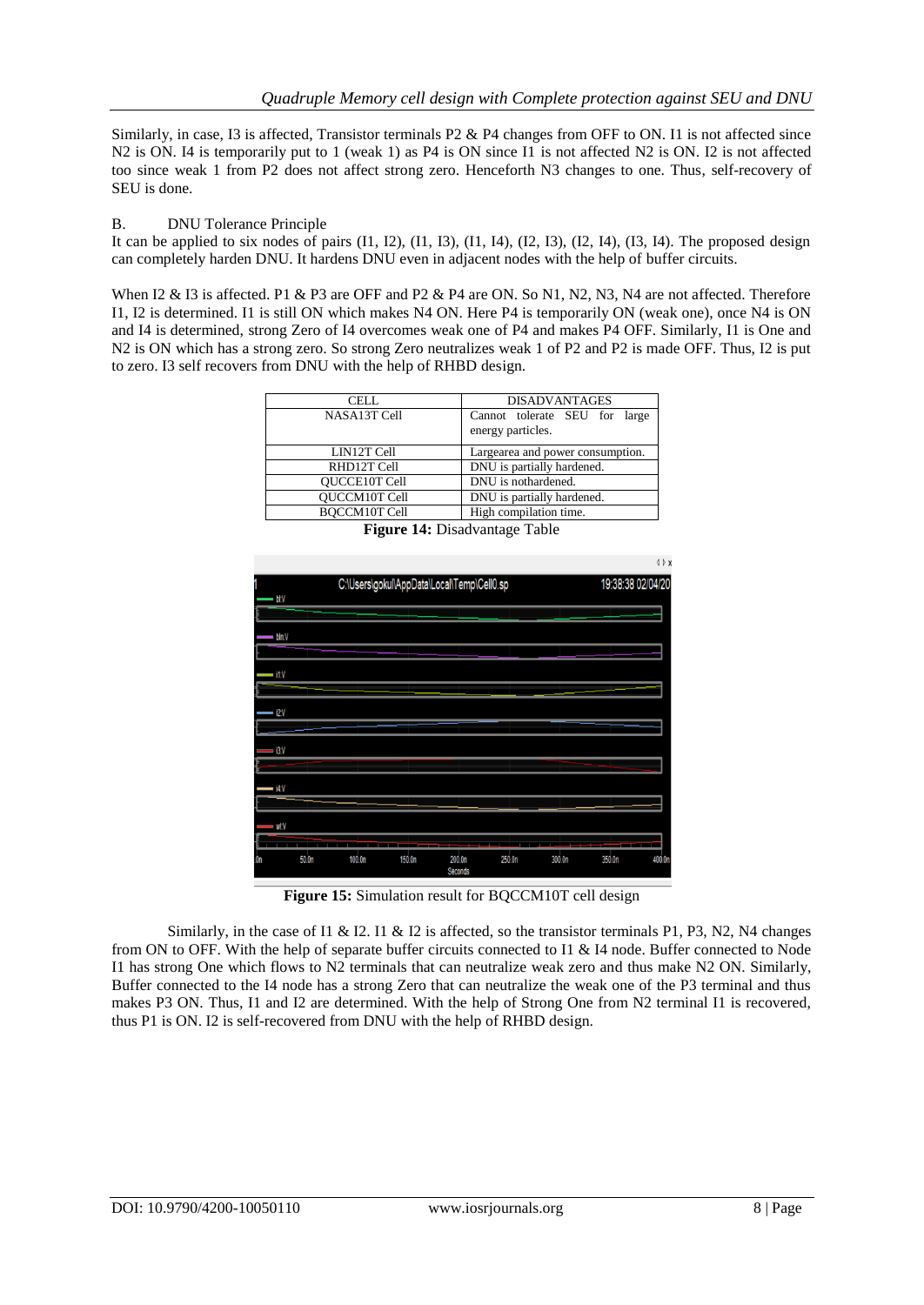Similarly, in case, I3 is affected, Transistor terminals P2 & P4 changes from OFF to ON. I1 is not affected since N2 is ON. I4 is temporarily put to 1 (weak 1) as P4 is ON since I1 is not affected N2 is ON. I2 is not affected too since weak 1 from P2 does not affect strong zero. Henceforth N3 changes to one. Thus, self-recovery of SEU is done.

B. DNU Tolerance Principle

It can be applied to six nodes of pairs (I1, I2), (I1, I3), (I1, I4), (I2, I3), (I2, I4), (I3, I4). The proposed design can completely harden DNU. It hardens DNU even in adjacent nodes with the help of buffer circuits.

When I2 & I3 is affected. P1 & P3 are OFF and P2 & P4 are ON. So N1, N2, N3, N4 are not affected. Therefore I1, I2 is determined. I1 is still ON which makes N4 ON. Here P4 is temporarily ON (weak one), once N4 is ON and I4 is determined, strong Zero of I4 overcomes weak one of P4 and makes P4 OFF. Similarly, I1 is One and N2 is ON which has a strong zero. So strong Zero neutralizes weak 1 of P2 and P2 is made OFF. Thus, I2 is put to zero. I3 self recovers from DNU with the help of RHBD design.

| CELL | DISADVANTAGES |
|---|---|
| NASA13T Cell | Cannot tolerate SEU for large energy particles. |
| LIN12T Cell | Largearea and power consumption. |
| RHD12T Cell | DNU is partially hardened. |
| QUCCE10T Cell | DNU is nothardened. |
| QUCCM10T Cell | DNU is partially hardened. |
| BQCCM10T Cell | High compilation time. |

**Figure 14:** Disadvantage Table

**Figure 15:** Simulation result for BQCCM10T cell design

Similarly, in the case of I1 & I2. I1 & I2 is affected, so the transistor terminals P1, P3, N2, N4 changes from ON to OFF. With the help of separate buffer circuits connected to I1 & I4 node. Buffer connected to Node I1 has strong One which flows to N2 terminals that can neutralize weak zero and thus make N2 ON. Similarly, Buffer connected to the I4 node has a strong Zero that can neutralize the weak one of the P3 terminal and thus makes P3 ON. Thus, I1 and I2 are determined. With the help of Strong One from N2 terminal I1 is recovered, thus P1 is ON. I2 is self-recovered from DNU with the help of RHBD design.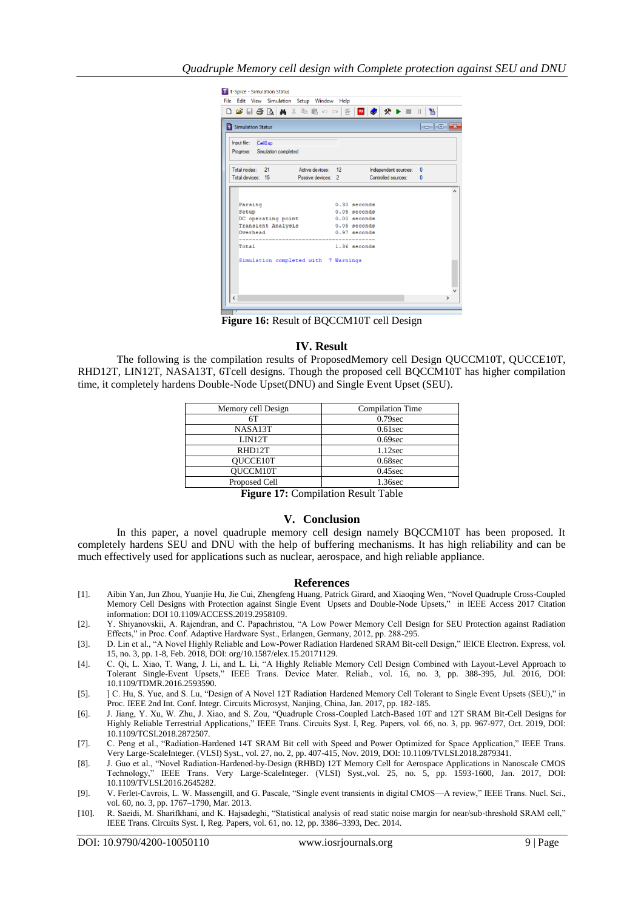Figure 16: Result of BQCCM10T cell Design

## IV. Result

The following is the compilation results of ProposedMemory cell Design QUCCM10T, QUCCE10T, RHD12T, LIN12T, NASA13T, 6Tcell designs. Though the proposed cell BQCCM10T has higher compilation time, it completely hardens Double-Node Upset(DNU) and Single Event Upset (SEU).

| Memory cell Design | Compilation Time |
|---|---|
| 6T | 0.79sec |
| NASA13T | 0.61sec |
| LIN12T | 0.69sec |
| RHD12T | 1.12sec |
| QUCCE10T | 0.68sec |
| QUCCM10T | 0.45sec |
| Proposed Cell | 1.36sec |

**Figure 17:** Compilation Result Table

## V. Conclusion

In this paper, a novel quadruple memory cell design namely BQCCM10T has been proposed. It completely hardens SEU and DNU with the help of buffering mechanisms. It has high reliability and can be much effectively used for applications such as nuclear, aerospace, and high reliable appliance.

## References

[1]. Aibin Yan, Jun Zhou, Yuanjie Hu, Jie Cui, Zhengfeng Huang, Patrick Girard, and Xiaoqing Wen, "Novel Quadruple Cross-Coupled Memory Cell Designs with Protection against Single Event Upsets and Double-Node Upsets," in IEEE Access 2017 Citation information: DOI 10.1109/ACCESS.2019.2958109.

[2]. Y. Shiyanovskii, A. Rajendran, and C. Papachristou, "A Low Power Memory Cell Design for SEU Protection against Radiation Effects," in Proc. Conf. Adaptive Hardware Syst., Erlangen, Germany, 2012, pp. 288-295.

[3]. D. Lin et al., "A Novel Highly Reliable and Low-Power Radiation Hardened SRAM Bit-cell Design," IEICE Electron. Express, vol. 15, no. 3, pp. 1-8, Feb. 2018, DOI: org/10.1587/elex.15.20171129.

[4]. C. Qi, L. Xiao, T. Wang, J. Li, and L. Li, "A Highly Reliable Memory Cell Design Combined with Layout-Level Approach to Tolerant Single-Event Upsets," IEEE Trans. Device Mater. Reliab., vol. 16, no. 3, pp. 388-395, Jul. 2016, DOI: 10.1109/TDMR.2016.2593590.

[5]. ] C. Hu, S. Yue, and S. Lu, "Design of A Novel 12T Radiation Hardened Memory Cell Tolerant to Single Event Upsets (SEU)," in Proc. IEEE 2nd Int. Conf. Integr. Circuits Microsyst, Nanjing, China, Jan. 2017, pp. 182-185.

[6]. J. Jiang, Y. Xu, W. Zhu, J. Xiao, and S. Zou, "Quadruple Cross-Coupled Latch-Based 10T and 12T SRAM Bit-Cell Designs for Highly Reliable Terrestrial Applications," IEEE Trans. Circuits Syst. I, Reg. Papers, vol. 66, no. 3, pp. 967-977, Oct. 2019, DOI: 10.1109/TCSI.2018.2872507.

[7]. C. Peng et al., "Radiation-Hardened 14T SRAM Bit cell with Speed and Power Optimized for Space Application," IEEE Trans. Very Large-ScaleInteger. (VLSI) Syst., vol. 27, no. 2, pp. 407-415, Nov. 2019, DOI: 10.1109/TVLSI.2018.2879341.

[8]. J. Guo et al., "Novel Radiation-Hardened-by-Design (RHBD) 12T Memory Cell for Aerospace Applications in Nanoscale CMOS Technology," IEEE Trans. Very Large-ScaleInteger. (VLSI) Syst.,vol. 25, no. 5, pp. 1593-1600, Jan. 2017, DOI: 10.1109/TVLSI.2016.2645282.

[9]. V. Ferlet-Cavrois, L. W. Massengill, and G. Pascale, "Single event transients in digital CMOS—A review," IEEE Trans. Nucl. Sci., vol. 60, no. 3, pp. 1767–1790, Mar. 2013.

[10]. R. Saeidi, M. Sharifkhani, and K. Hajsadeghi, "Statistical analysis of read static noise margin for near/sub-threshold SRAM cell," IEEE Trans. Circuits Syst. I, Reg. Papers, vol. 61, no. 12, pp. 3386–3393, Dec. 2014.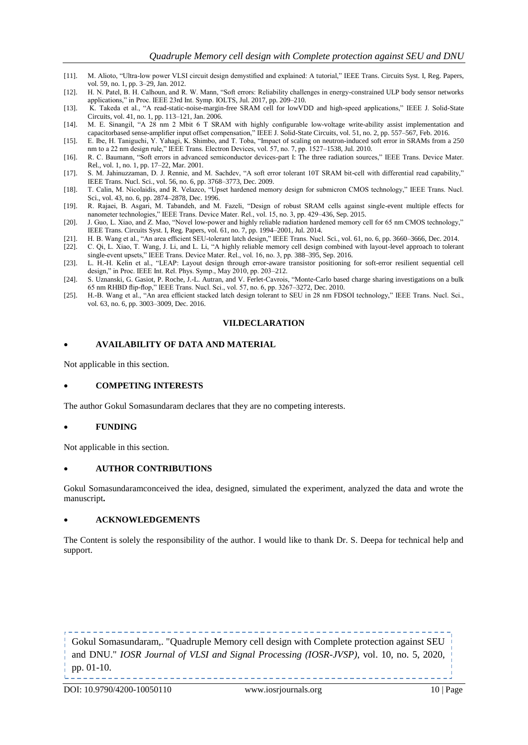[11]. M. Alioto, "Ultra-low power VLSI circuit design demystified and explained: A tutorial," IEEE Trans. Circuits Syst. I, Reg. Papers, vol. 59, no. 1, pp. 3–29, Jan. 2012.

[12]. H. N. Patel, B. H. Calhoun, and R. W. Mann, "Soft errors: Reliability challenges in energy-constrained ULP body sensor networks applications," in Proc. IEEE 23rd Int. Symp. IOLTS, Jul. 2017, pp. 209–210.

[13]. K. Takeda et al., "A read-static-noise-margin-free SRAM cell for lowVDD and high-speed applications," IEEE J. Solid-State Circuits, vol. 41, no. 1, pp. 113–121, Jan. 2006.

[14]. M. E. Sinangil, "A 28 nm 2 Mbit 6 T SRAM with highly configurable low-voltage write-ability assist implementation and capacitorbased sense-amplifier input offset compensation," IEEE J. Solid-State Circuits, vol. 51, no. 2, pp. 557–567, Feb. 2016.

[15]. E. Ibe, H. Taniguchi, Y. Yahagi, K. Shimbo, and T. Toba, "Impact of scaling on neutron-induced soft error in SRAMs from a 250 nm to a 22 nm design rule," IEEE Trans. Electron Devices, vol. 57, no. 7, pp. 1527–1538, Jul. 2010.

[16]. R. C. Baumann, "Soft errors in advanced semiconductor devices-part I: The three radiation sources," IEEE Trans. Device Mater. Rel., vol. 1, no. 1, pp. 17–22, Mar. 2001.

[17]. S. M. Jahinuzzaman, D. J. Rennie, and M. Sachdev, "A soft error tolerant 10T SRAM bit-cell with differential read capability," IEEE Trans. Nucl. Sci., vol. 56, no. 6, pp. 3768–3773, Dec. 2009.

[18]. T. Calin, M. Nicolaidis, and R. Velazco, "Upset hardened memory design for submicron CMOS technology," IEEE Trans. Nucl. Sci., vol. 43, no. 6, pp. 2874–2878, Dec. 1996.

[19]. R. Rajaei, B. Asgari, M. Tabandeh, and M. Fazeli, "Design of robust SRAM cells against single-event multiple effects for nanometer technologies," IEEE Trans. Device Mater. Rel., vol. 15, no. 3, pp. 429–436, Sep. 2015.

[20]. J. Guo, L. Xiao, and Z. Mao, "Novel low-power and highly reliable radiation hardened memory cell for 65 nm CMOS technology," IEEE Trans. Circuits Syst. I, Reg. Papers, vol. 61, no. 7, pp. 1994–2001, Jul. 2014.

[21]. H. B. Wang et al., "An area efficient SEU-tolerant latch design," IEEE Trans. Nucl. Sci., vol. 61, no. 6, pp. 3660–3666, Dec. 2014.

[22]. C. Qi, L. Xiao, T. Wang, J. Li, and L. Li, "A highly reliable memory cell design combined with layout-level approach to tolerant single-event upsets," IEEE Trans. Device Mater. Rel., vol. 16, no. 3, pp. 388–395, Sep. 2016.

[23]. L. H.-H. Kelin et al., "LEAP: Layout design through error-aware transistor positioning for soft-error resilient sequential cell design," in Proc. IEEE Int. Rel. Phys. Symp., May 2010, pp. 203–212.

[24]. S. Uznanski, G. Gasiot, P. Roche, J.-L. Autran, and V. Ferlet-Cavrois, "Monte-Carlo based charge sharing investigations on a bulk 65 nm RHBD flip-flop," IEEE Trans. Nucl. Sci., vol. 57, no. 6, pp. 3267–3272, Dec. 2010.

[25]. H.-B. Wang et al., "An area efficient stacked latch design tolerant to SEU in 28 nm FDSOI technology," IEEE Trans. Nucl. Sci., vol. 63, no. 6, pp. 3003–3009, Dec. 2016.

## VII.DECLARATION

- **AVAILABILITY OF DATA AND MATERIAL**

Not applicable in this section.

- **COMPETING INTERESTS**

The author Gokul Somasundaram declares that they are no competing interests.

- **FUNDING**

Not applicable in this section.

- **AUTHOR CONTRIBUTIONS**

Gokul Somasundaramconceived the idea, designed, simulated the experiment, analyzed the data and wrote the manuscript**.**

- **ACKNOWLEDGEMENTS**

The Content is solely the responsibility of the author. I would like to thank Dr. S. Deepa for technical help and support.

Gokul Somasundaram,. "Quadruple Memory cell design with Complete protection against SEU and DNU." *IOSR Journal of VLSI and Signal Processing (IOSR-JVSP)*, vol. 10, no. 5, 2020, pp. 01-10.